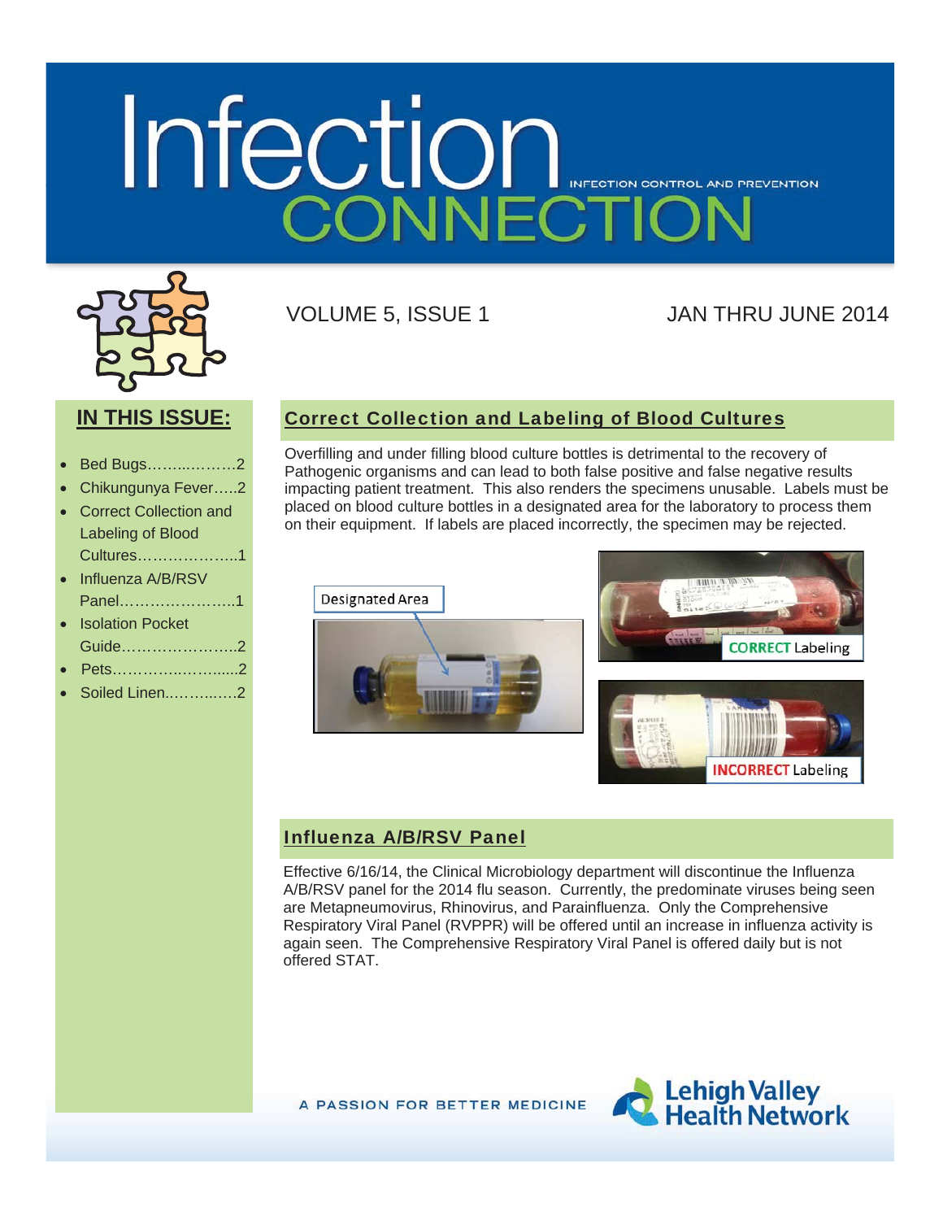# Infection CONNECTION

INFECTION CONTROL AND PREVENTION

VOLUME 5, ISSUE 1 JAN THRU JUNE 2014

## IN THIS ISSUE:

- Bed Bugs……..……..2
- Chikungunya Fever…..2
- Correct Collection and Labeling of Blood Cultures………………..1
- Influenza A/B/RSV Panel…………………..1
- Isolation Pocket Guide…………………..2
- Pets………….……....2
- Soiled Linen.……..…..2

## Correct Collection and Labeling of Blood Cultures

Overfilling and under filling blood culture bottles is detrimental to the recovery of Pathogenic organisms and can lead to both false positive and false negative results impacting patient treatment. This also renders the specimens unusable. Labels must be placed on blood culture bottles in a designated area for the laboratory to process them on their equipment. If labels are placed incorrectly, the specimen may be rejected.

Designated Area

CORRECT Labeling

INCORRECT Labeling

## Influenza A/B/RSV Panel

Effective 6/16/14, the Clinical Microbiology department will discontinue the Influenza A/B/RSV panel for the 2014 flu season. Currently, the predominate viruses being seen are Metapneumovirus, Rhinovirus, and Parainfluenza. Only the Comprehensive Respiratory Viral Panel (RVPPR) will be offered until an increase in influenza activity is again seen. The Comprehensive Respiratory Viral Panel is offered daily but is not offered STAT.

A PASSION FOR BETTER MEDICINE

Lehigh Valley Health Network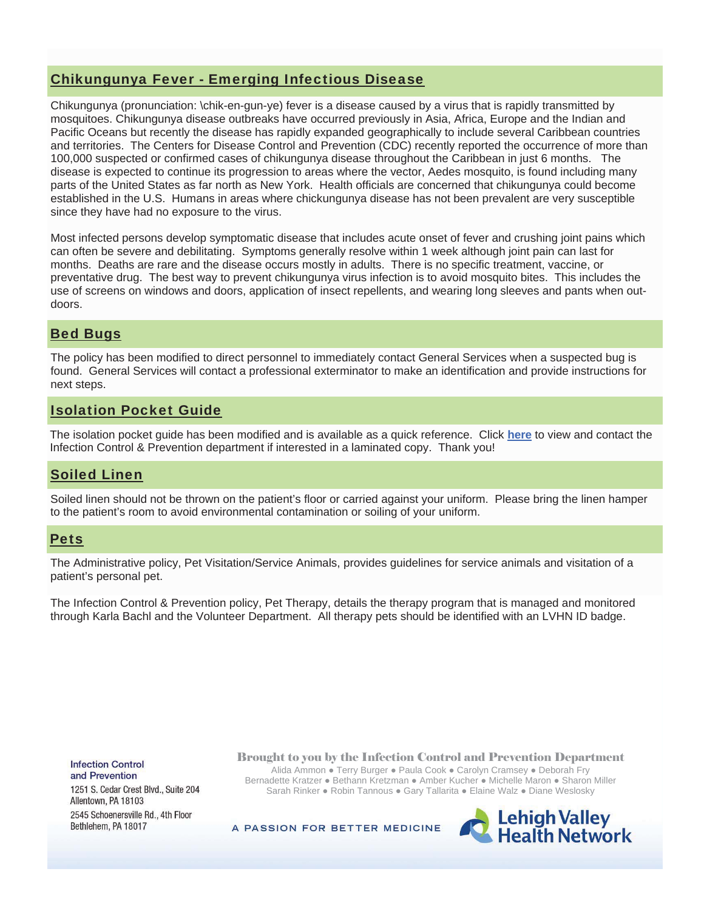## Chikungunya Fever - Emerging Infectious Disease

Chikungunya (pronunciation: \chik-en-gun-ye) fever is a disease caused by a virus that is rapidly transmitted by mosquitoes. Chikungunya disease outbreaks have occurred previously in Asia, Africa, Europe and the Indian and Pacific Oceans but recently the disease has rapidly expanded geographically to include several Caribbean countries and territories. The Centers for Disease Control and Prevention (CDC) recently reported the occurrence of more than 100,000 suspected or confirmed cases of chikungunya disease throughout the Caribbean in just 6 months. The disease is expected to continue its progression to areas where the vector, Aedes mosquito, is found including many parts of the United States as far north as New York. Health officials are concerned that chikungunya could become established in the U.S. Humans in areas where chickungunya disease has not been prevalent are very susceptible since they have had no exposure to the virus.

Most infected persons develop symptomatic disease that includes acute onset of fever and crushing joint pains which can often be severe and debilitating. Symptoms generally resolve within 1 week although joint pain can last for months. Deaths are rare and the disease occurs mostly in adults. There is no specific treatment, vaccine, or preventative drug. The best way to prevent chikungunya virus infection is to avoid mosquito bites. This includes the use of screens on windows and doors, application of insect repellents, and wearing long sleeves and pants when out-doors.

## Bed Bugs

The policy has been modified to direct personnel to immediately contact General Services when a suspected bug is found. General Services will contact a professional exterminator to make an identification and provide instructions for next steps.

## Isolation Pocket Guide

The isolation pocket guide has been modified and is available as a quick reference. Click **here** to view and contact the Infection Control & Prevention department if interested in a laminated copy. Thank you!

## Soiled Linen

Soiled linen should not be thrown on the patient's floor or carried against your uniform. Please bring the linen hamper to the patient's room to avoid environmental contamination or soiling of your uniform.

## Pets

The Administrative policy, Pet Visitation/Service Animals, provides guidelines for service animals and visitation of a patient's personal pet.

The Infection Control & Prevention policy, Pet Therapy, details the therapy program that is managed and monitored through Karla Bachl and the Volunteer Department. All therapy pets should be identified with an LVHN ID badge.

Infection Control and Prevention
1251 S. Cedar Crest Blvd., Suite 204
Allentown, PA 18103
2545 Schoenersville Rd., 4th Floor
Bethlehem, PA 18017

**Brought to you by the Infection Control and Prevention Department**

Alida Ammon • Terry Burger • Paula Cook • Carolyn Cramsey • Deborah Fry
Bernadette Kratzer • Bethann Kretzman • Amber Kucher • Michelle Maron • Sharon Miller
Sarah Rinker • Robin Tannous • Gary Tallarita • Elaine Walz • Diane Weslosky

A PASSION FOR BETTER MEDICINE

Lehigh Valley Health Network